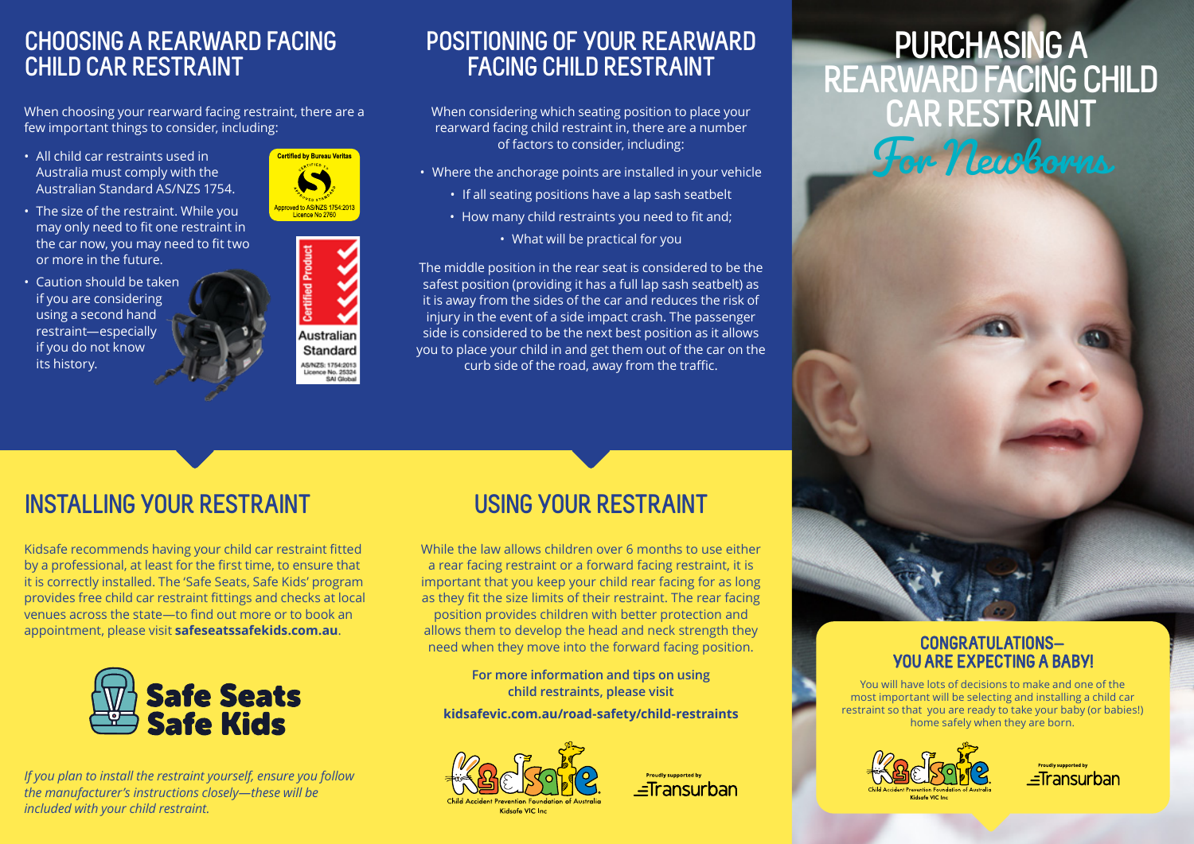# PURCHASING A REARWARD FACING CHILD CAR RESTRAINT

## For Newborns

### CONGRATULATIONS— YOU ARE EXPECTING A BABY!

You will have lots of decisions to make and one of the most important will be selecting and installing a child car restraint so that you are ready to take your baby (or babies!) home safely when they are born.

Child Accident Prevention Foundation of Australia
Kidsafe VIC Inc

Proudly supported by Transurban

## CHOOSING A REARWARD FACING CHILD CAR RESTRAINT

When choosing your rearward facing restraint, there are a few important things to consider, including:

- All child car restraints used in Australia must comply with the Australian Standard AS/NZS 1754.
- The size of the restraint. While you may only need to fit one restraint in the car now, you may need to fit two or more in the future.
- Caution should be taken if you are considering using a second hand restraint—especially if you do not know its history.

Certified by Bureau Veritas
Approved to AS/NZS 1754:2013
Licence No 2760

Certified Product
Australian Standard
AS/NZS: 1754:2013
Licence No. 25324
SAI Global

## POSITIONING OF YOUR REARWARD FACING CHILD RESTRAINT

When considering which seating position to place your rearward facing child restraint in, there are a number of factors to consider, including:

- Where the anchorage points are installed in your vehicle
- If all seating positions have a lap sash seatbelt
- How many child restraints you need to fit and;
- What will be practical for you

The middle position in the rear seat is considered to be the safest position (providing it has a full lap sash seatbelt) as it is away from the sides of the car and reduces the risk of injury in the event of a side impact crash. The passenger side is considered to be the next best position as it allows you to place your child in and get them out of the car on the curb side of the road, away from the traffic.

## INSTALLING YOUR RESTRAINT

Kidsafe recommends having your child car restraint fitted by a professional, at least for the first time, to ensure that it is correctly installed. The 'Safe Seats, Safe Kids' program provides free child car restraint fittings and checks at local venues across the state—to find out more or to book an appointment, please visit **safeseatssafekids.com.au**.

Safe Seats Safe Kids

*If you plan to install the restraint yourself, ensure you follow the manufacturer's instructions closely—these will be included with your child restraint.*

## USING YOUR RESTRAINT

While the law allows children over 6 months to use either a rear facing restraint or a forward facing restraint, it is important that you keep your child rear facing for as long as they fit the size limits of their restraint. The rear facing position provides children with better protection and allows them to develop the head and neck strength they need when they move into the forward facing position.

**For more information and tips on using child restraints, please visit**

**kidsafevic.com.au/road-safety/child-restraints**

Child Accident Prevention Foundation of Australia
Kidsafe VIC Inc

Proudly supported by Transurban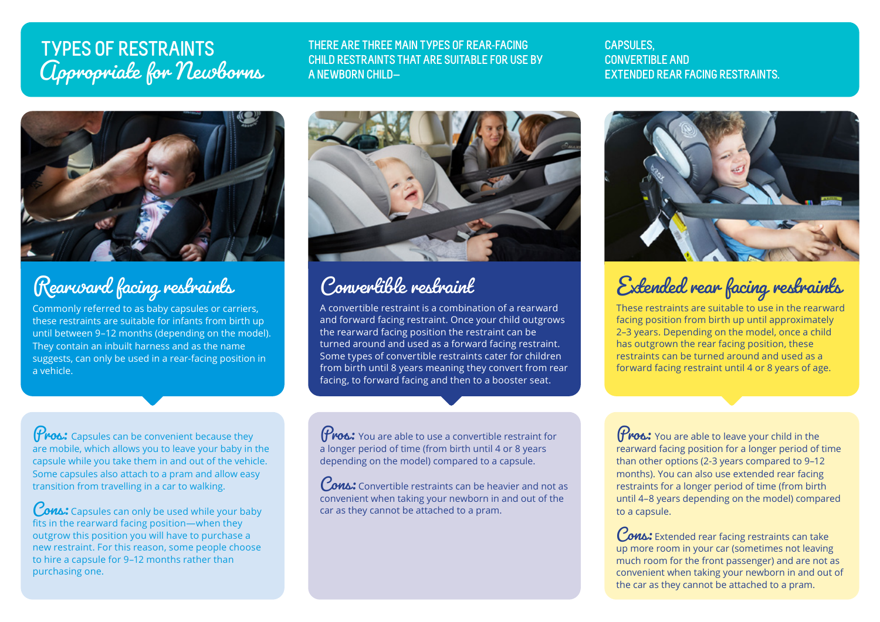# TYPES OF RESTRAINTS *Appropriate for Newborns*

THERE ARE THREE MAIN TYPES OF REAR-FACING CHILD RESTRAINTS THAT ARE SUITABLE FOR USE BY A NEWBORN CHILD–

CAPSULES, CONVERTIBLE AND EXTENDED REAR FACING RESTRAINTS.

## Rearward facing restraints

Commonly referred to as baby capsules or carriers, these restraints are suitable for infants from birth up until between 9–12 months (depending on the model). They contain an inbuilt harness and as the name suggests, can only be used in a rear-facing position in a vehicle.

**Pros:** Capsules can be convenient because they are mobile, which allows you to leave your baby in the capsule while you take them in and out of the vehicle. Some capsules also attach to a pram and allow easy transition from travelling in a car to walking.

**Cons:** Capsules can only be used while your baby fits in the rearward facing position—when they outgrow this position you will have to purchase a new restraint. For this reason, some people choose to hire a capsule for 9–12 months rather than purchasing one.

## Convertible restraint

A convertible restraint is a combination of a rearward and forward facing restraint. Once your child outgrows the rearward facing position the restraint can be turned around and used as a forward facing restraint. Some types of convertible restraints cater for children from birth until 8 years meaning they convert from rear facing, to forward facing and then to a booster seat.

**Pros:** You are able to use a convertible restraint for a longer period of time (from birth until 4 or 8 years depending on the model) compared to a capsule.

**Cons:** Convertible restraints can be heavier and not as convenient when taking your newborn in and out of the car as they cannot be attached to a pram.

## Extended rear facing restraints

These restraints are suitable to use in the rearward facing position from birth up until approximately 2–3 years. Depending on the model, once a child has outgrown the rear facing position, these restraints can be turned around and used as a forward facing restraint until 4 or 8 years of age.

**Pros:** You are able to leave your child in the rearward facing position for a longer period of time than other options (2-3 years compared to 9–12 months). You can also use extended rear facing restraints for a longer period of time (from birth until 4–8 years depending on the model) compared to a capsule.

**Cons:** Extended rear facing restraints can take up more room in your car (sometimes not leaving much room for the front passenger) and are not as convenient when taking your newborn in and out of the car as they cannot be attached to a pram.